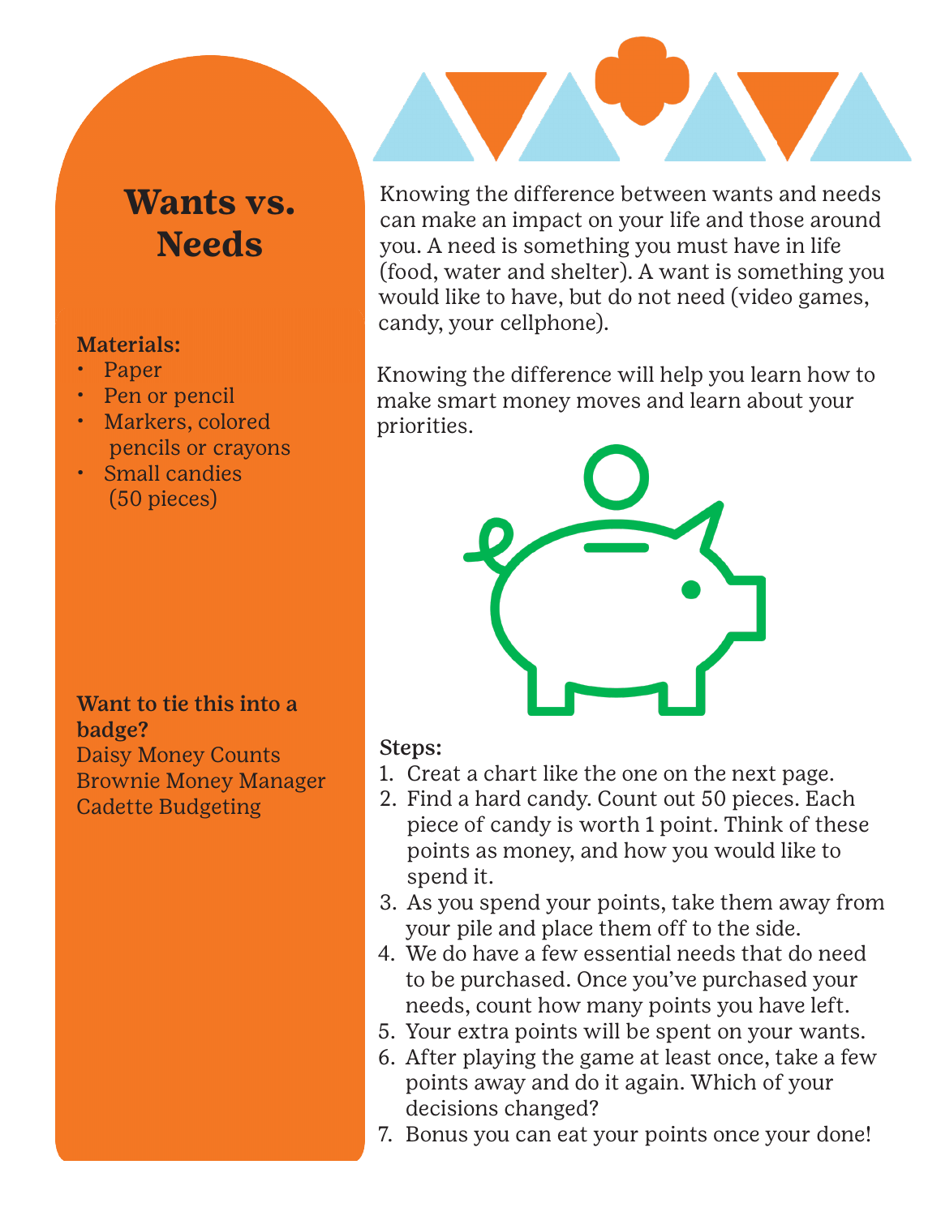# Wants vs. Needs

**Materials:**

- Paper
- Pen or pencil
- Markers, colored pencils or crayons
- Small candies (50 pieces)

**Want to tie this into a badge?**
Daisy Money Counts
Brownie Money Manager
Cadette Budgeting

Knowing the difference between wants and needs can make an impact on your life and those around you. A need is something you must have in life (food, water and shelter). A want is something you would like to have, but do not need (video games, candy, your cellphone).

Knowing the difference will help you learn how to make smart money moves and learn about your priorities.

**Steps:**

1. Creat a chart like the one on the next page.
2. Find a hard candy. Count out 50 pieces. Each piece of candy is worth 1 point. Think of these points as money, and how you would like to spend it.
3. As you spend your points, take them away from your pile and place them off to the side.
4. We do have a few essential needs that do need to be purchased. Once you've purchased your needs, count how many points you have left.
5. Your extra points will be spent on your wants.
6. After playing the game at least once, take a few points away and do it again. Which of your decisions changed?
7. Bonus you can eat your points once your done!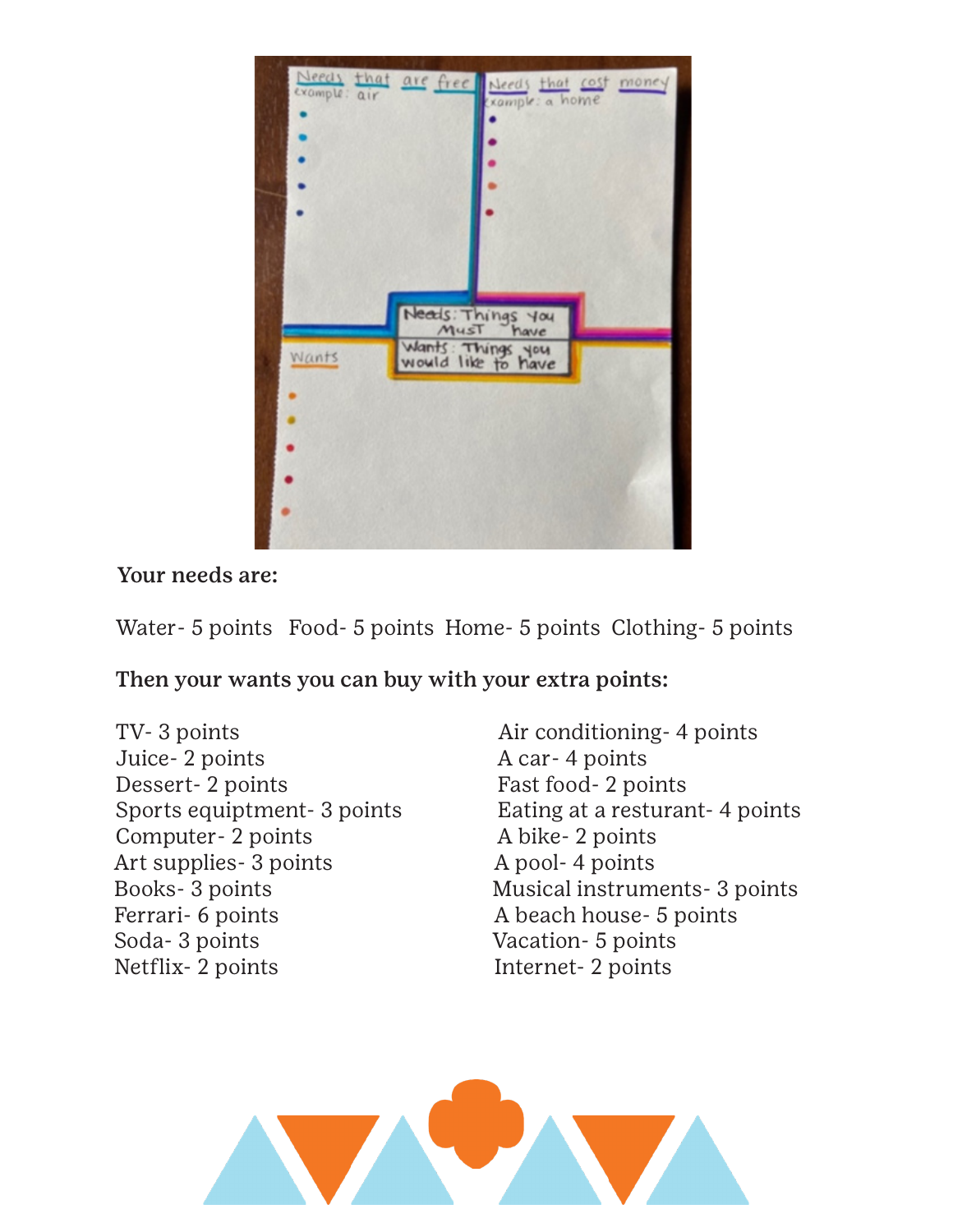**Your needs are:**

Water- 5 points   Food- 5 points  Home- 5 points  Clothing- 5 points

**Then your wants you can buy with your extra points:**

TV- 3 points
Juice- 2 points
Dessert- 2 points
Sports equiptment- 3 points
Computer- 2 points
Art supplies- 3 points
Books- 3 points
Ferrari- 6 points
Soda- 3 points
Netflix- 2 points

Air conditioning- 4 points
A car- 4 points
Fast food- 2 points
Eating at a resturant- 4 points
A bike- 2 points
A pool- 4 points
Musical instruments- 3 points
A beach house- 5 points
Vacation- 5 points
Internet- 2 points